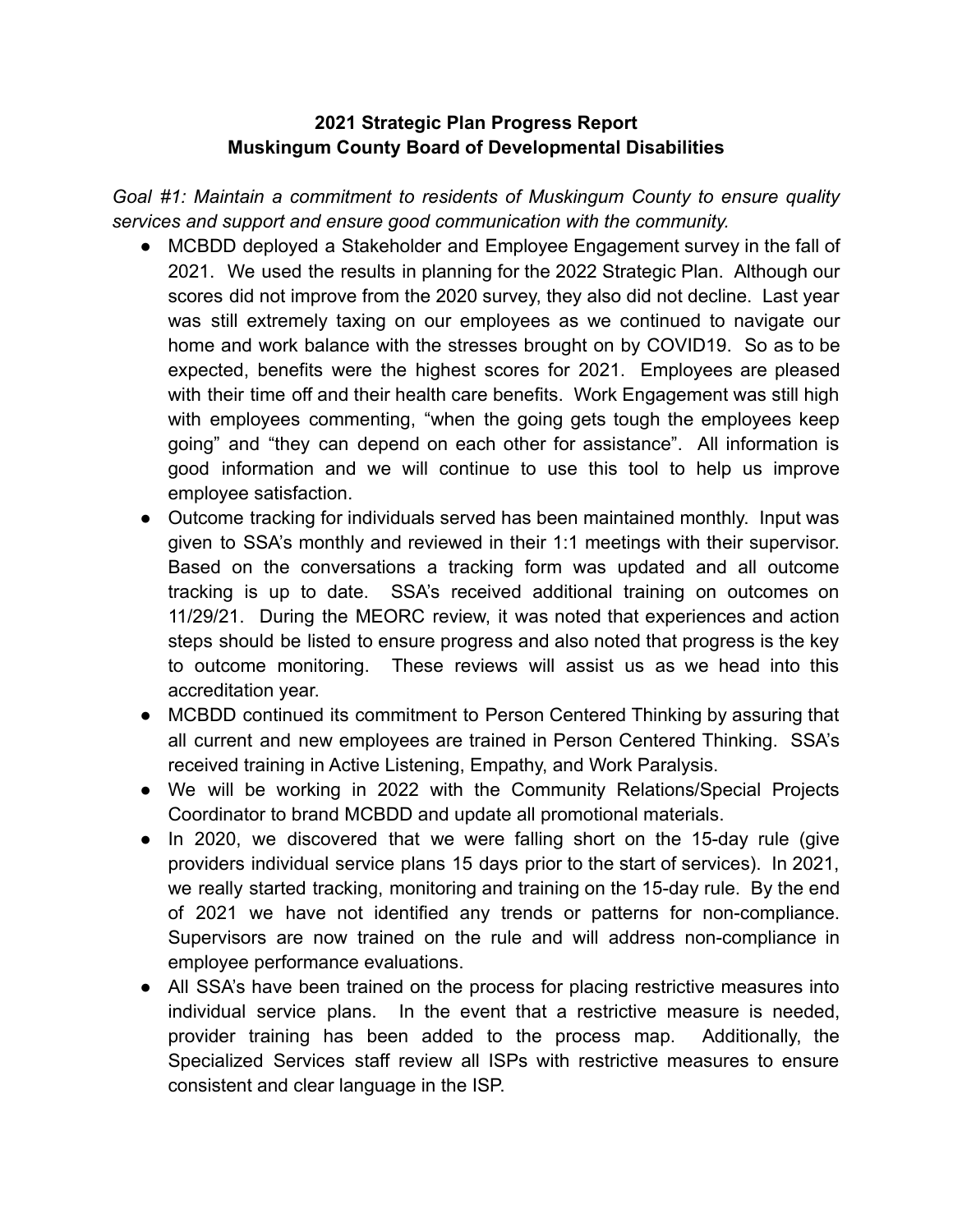# 2021 Strategic Plan Progress Report
# Muskingum County Board of Developmental Disabilities

*Goal #1: Maintain a commitment to residents of Muskingum County to ensure quality services and support and ensure good communication with the community.*

- MCBDD deployed a Stakeholder and Employee Engagement survey in the fall of 2021. We used the results in planning for the 2022 Strategic Plan. Although our scores did not improve from the 2020 survey, they also did not decline. Last year was still extremely taxing on our employees as we continued to navigate our home and work balance with the stresses brought on by COVID19. So as to be expected, benefits were the highest scores for 2021. Employees are pleased with their time off and their health care benefits. Work Engagement was still high with employees commenting, "when the going gets tough the employees keep going" and "they can depend on each other for assistance". All information is good information and we will continue to use this tool to help us improve employee satisfaction.
- Outcome tracking for individuals served has been maintained monthly. Input was given to SSA's monthly and reviewed in their 1:1 meetings with their supervisor. Based on the conversations a tracking form was updated and all outcome tracking is up to date. SSA's received additional training on outcomes on 11/29/21. During the MEORC review, it was noted that experiences and action steps should be listed to ensure progress and also noted that progress is the key to outcome monitoring. These reviews will assist us as we head into this accreditation year.
- MCBDD continued its commitment to Person Centered Thinking by assuring that all current and new employees are trained in Person Centered Thinking. SSA's received training in Active Listening, Empathy, and Work Paralysis.
- We will be working in 2022 with the Community Relations/Special Projects Coordinator to brand MCBDD and update all promotional materials.
- In 2020, we discovered that we were falling short on the 15-day rule (give providers individual service plans 15 days prior to the start of services). In 2021, we really started tracking, monitoring and training on the 15-day rule. By the end of 2021 we have not identified any trends or patterns for non-compliance. Supervisors are now trained on the rule and will address non-compliance in employee performance evaluations.
- All SSA's have been trained on the process for placing restrictive measures into individual service plans. In the event that a restrictive measure is needed, provider training has been added to the process map. Additionally, the Specialized Services staff review all ISPs with restrictive measures to ensure consistent and clear language in the ISP.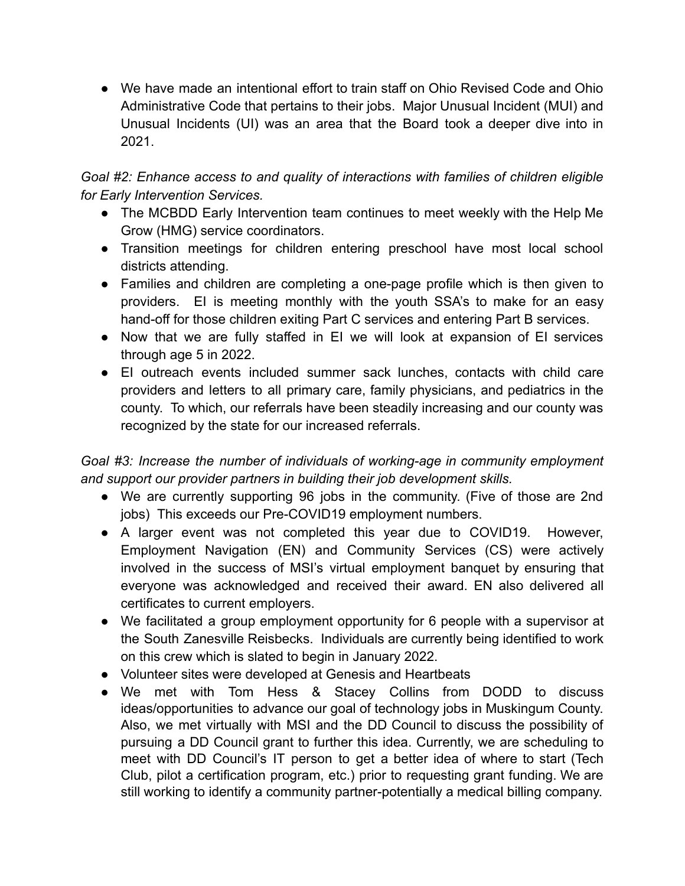- We have made an intentional effort to train staff on Ohio Revised Code and Ohio Administrative Code that pertains to their jobs. Major Unusual Incident (MUI) and Unusual Incidents (UI) was an area that the Board took a deeper dive into in 2021.

*Goal #2: Enhance access to and quality of interactions with families of children eligible for Early Intervention Services.*

- The MCBDD Early Intervention team continues to meet weekly with the Help Me Grow (HMG) service coordinators.
- Transition meetings for children entering preschool have most local school districts attending.
- Families and children are completing a one-page profile which is then given to providers. EI is meeting monthly with the youth SSA's to make for an easy hand-off for those children exiting Part C services and entering Part B services.
- Now that we are fully staffed in EI we will look at expansion of EI services through age 5 in 2022.
- EI outreach events included summer sack lunches, contacts with child care providers and letters to all primary care, family physicians, and pediatrics in the county. To which, our referrals have been steadily increasing and our county was recognized by the state for our increased referrals.

*Goal #3: Increase the number of individuals of working-age in community employment and support our provider partners in building their job development skills.*

- We are currently supporting 96 jobs in the community. (Five of those are 2nd jobs) This exceeds our Pre-COVID19 employment numbers.
- A larger event was not completed this year due to COVID19. However, Employment Navigation (EN) and Community Services (CS) were actively involved in the success of MSI's virtual employment banquet by ensuring that everyone was acknowledged and received their award. EN also delivered all certificates to current employers.
- We facilitated a group employment opportunity for 6 people with a supervisor at the South Zanesville Reisbecks. Individuals are currently being identified to work on this crew which is slated to begin in January 2022.
- Volunteer sites were developed at Genesis and Heartbeats
- We met with Tom Hess & Stacey Collins from DODD to discuss ideas/opportunities to advance our goal of technology jobs in Muskingum County. Also, we met virtually with MSI and the DD Council to discuss the possibility of pursuing a DD Council grant to further this idea. Currently, we are scheduling to meet with DD Council's IT person to get a better idea of where to start (Tech Club, pilot a certification program, etc.) prior to requesting grant funding. We are still working to identify a community partner-potentially a medical billing company.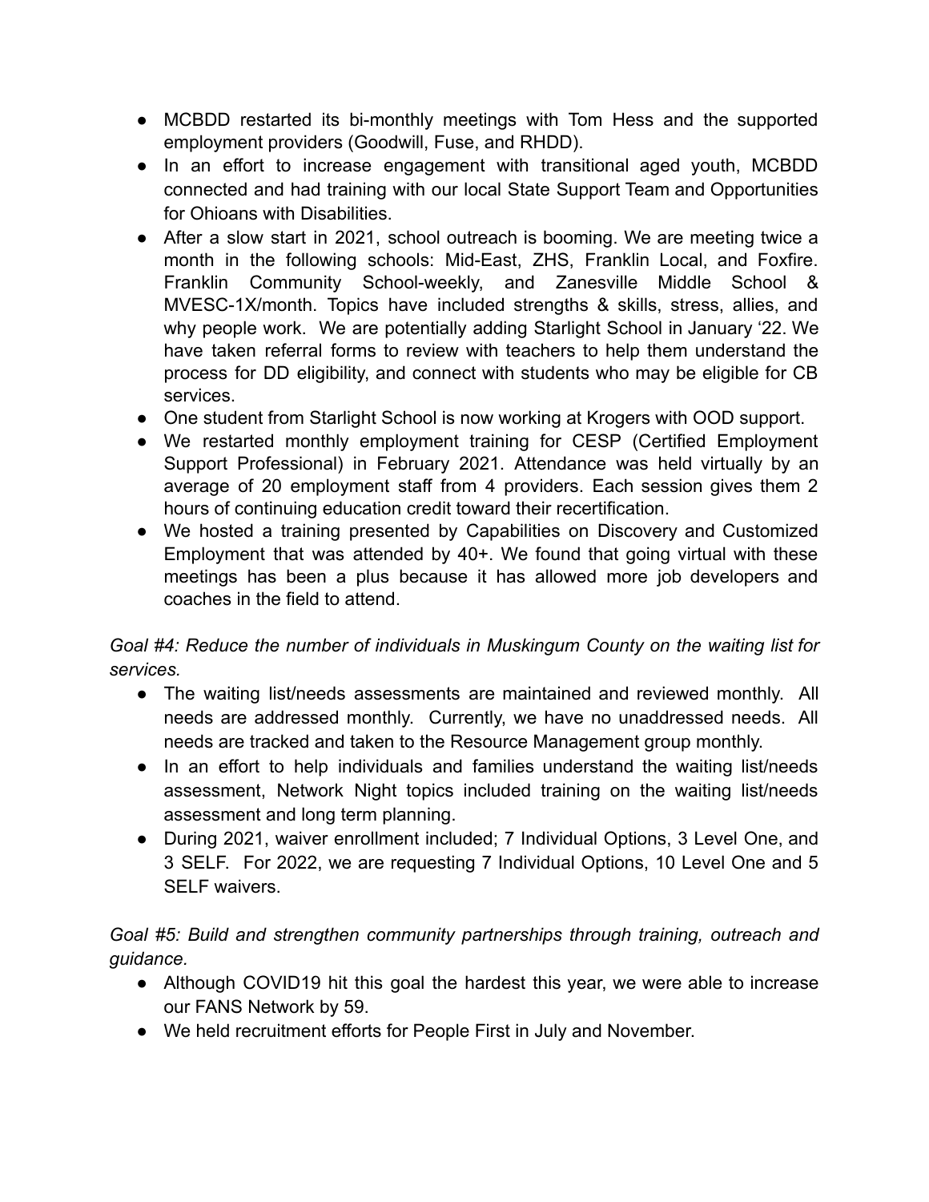- MCBDD restarted its bi-monthly meetings with Tom Hess and the supported employment providers (Goodwill, Fuse, and RHDD).
- In an effort to increase engagement with transitional aged youth, MCBDD connected and had training with our local State Support Team and Opportunities for Ohioans with Disabilities.
- After a slow start in 2021, school outreach is booming. We are meeting twice a month in the following schools: Mid-East, ZHS, Franklin Local, and Foxfire. Franklin Community School-weekly, and Zanesville Middle School & MVESC-1X/month. Topics have included strengths & skills, stress, allies, and why people work. We are potentially adding Starlight School in January '22. We have taken referral forms to review with teachers to help them understand the process for DD eligibility, and connect with students who may be eligible for CB services.
- One student from Starlight School is now working at Krogers with OOD support.
- We restarted monthly employment training for CESP (Certified Employment Support Professional) in February 2021. Attendance was held virtually by an average of 20 employment staff from 4 providers. Each session gives them 2 hours of continuing education credit toward their recertification.
- We hosted a training presented by Capabilities on Discovery and Customized Employment that was attended by 40+. We found that going virtual with these meetings has been a plus because it has allowed more job developers and coaches in the field to attend.

*Goal #4: Reduce the number of individuals in Muskingum County on the waiting list for services.*

- The waiting list/needs assessments are maintained and reviewed monthly. All needs are addressed monthly. Currently, we have no unaddressed needs. All needs are tracked and taken to the Resource Management group monthly.
- In an effort to help individuals and families understand the waiting list/needs assessment, Network Night topics included training on the waiting list/needs assessment and long term planning.
- During 2021, waiver enrollment included; 7 Individual Options, 3 Level One, and 3 SELF. For 2022, we are requesting 7 Individual Options, 10 Level One and 5 SELF waivers.

*Goal #5: Build and strengthen community partnerships through training, outreach and guidance.*

- Although COVID19 hit this goal the hardest this year, we were able to increase our FANS Network by 59.
- We held recruitment efforts for People First in July and November.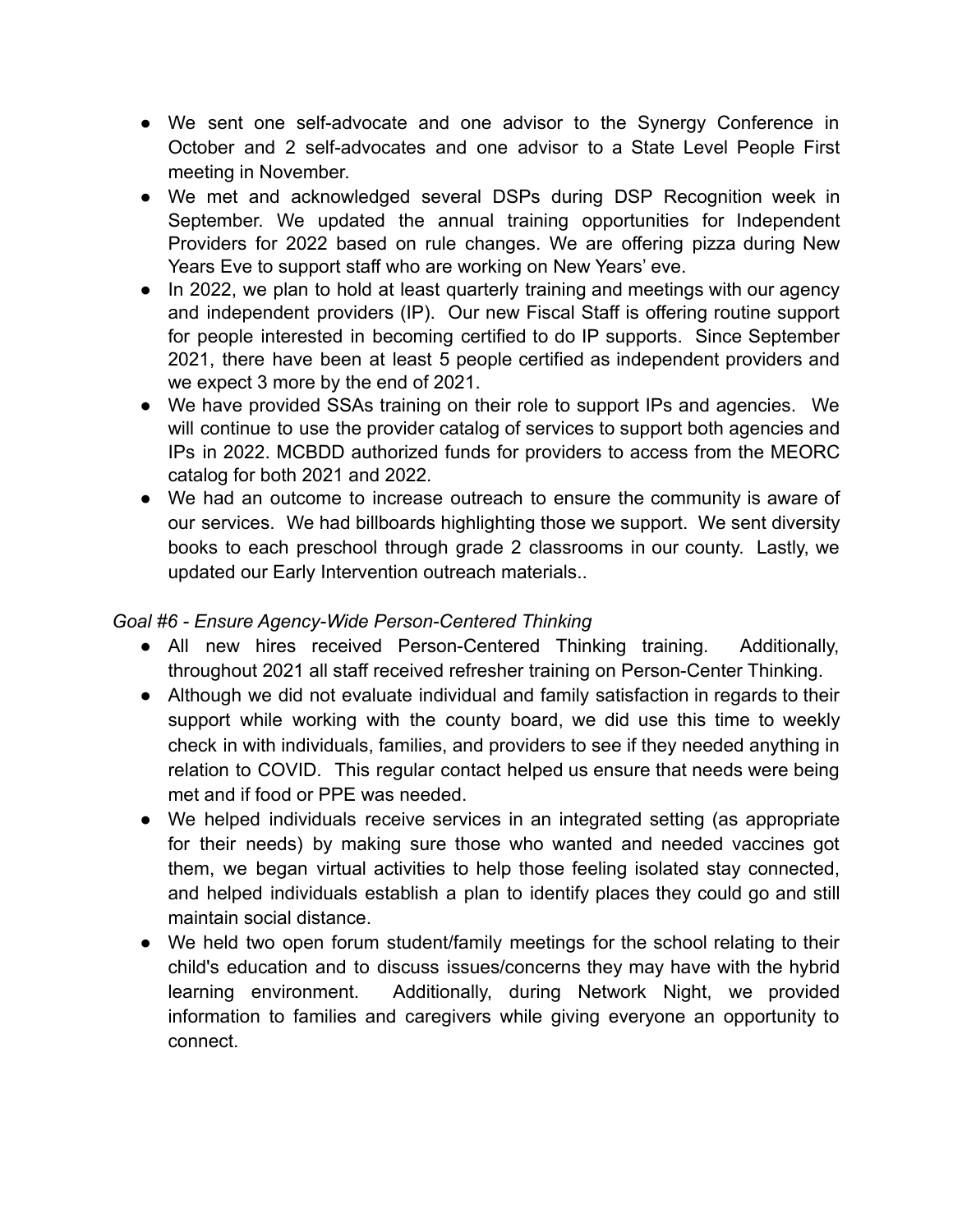- We sent one self-advocate and one advisor to the Synergy Conference in October and 2 self-advocates and one advisor to a State Level People First meeting in November.
- We met and acknowledged several DSPs during DSP Recognition week in September. We updated the annual training opportunities for Independent Providers for 2022 based on rule changes. We are offering pizza during New Years Eve to support staff who are working on New Years' eve.
- In 2022, we plan to hold at least quarterly training and meetings with our agency and independent providers (IP). Our new Fiscal Staff is offering routine support for people interested in becoming certified to do IP supports. Since September 2021, there have been at least 5 people certified as independent providers and we expect 3 more by the end of 2021.
- We have provided SSAs training on their role to support IPs and agencies. We will continue to use the provider catalog of services to support both agencies and IPs in 2022. MCBDD authorized funds for providers to access from the MEORC catalog for both 2021 and 2022.
- We had an outcome to increase outreach to ensure the community is aware of our services. We had billboards highlighting those we support. We sent diversity books to each preschool through grade 2 classrooms in our county. Lastly, we updated our Early Intervention outreach materials..

*Goal #6 - Ensure Agency-Wide Person-Centered Thinking*

- All new hires received Person-Centered Thinking training. Additionally, throughout 2021 all staff received refresher training on Person-Center Thinking.
- Although we did not evaluate individual and family satisfaction in regards to their support while working with the county board, we did use this time to weekly check in with individuals, families, and providers to see if they needed anything in relation to COVID. This regular contact helped us ensure that needs were being met and if food or PPE was needed.
- We helped individuals receive services in an integrated setting (as appropriate for their needs) by making sure those who wanted and needed vaccines got them, we began virtual activities to help those feeling isolated stay connected, and helped individuals establish a plan to identify places they could go and still maintain social distance.
- We held two open forum student/family meetings for the school relating to their child's education and to discuss issues/concerns they may have with the hybrid learning environment. Additionally, during Network Night, we provided information to families and caregivers while giving everyone an opportunity to connect.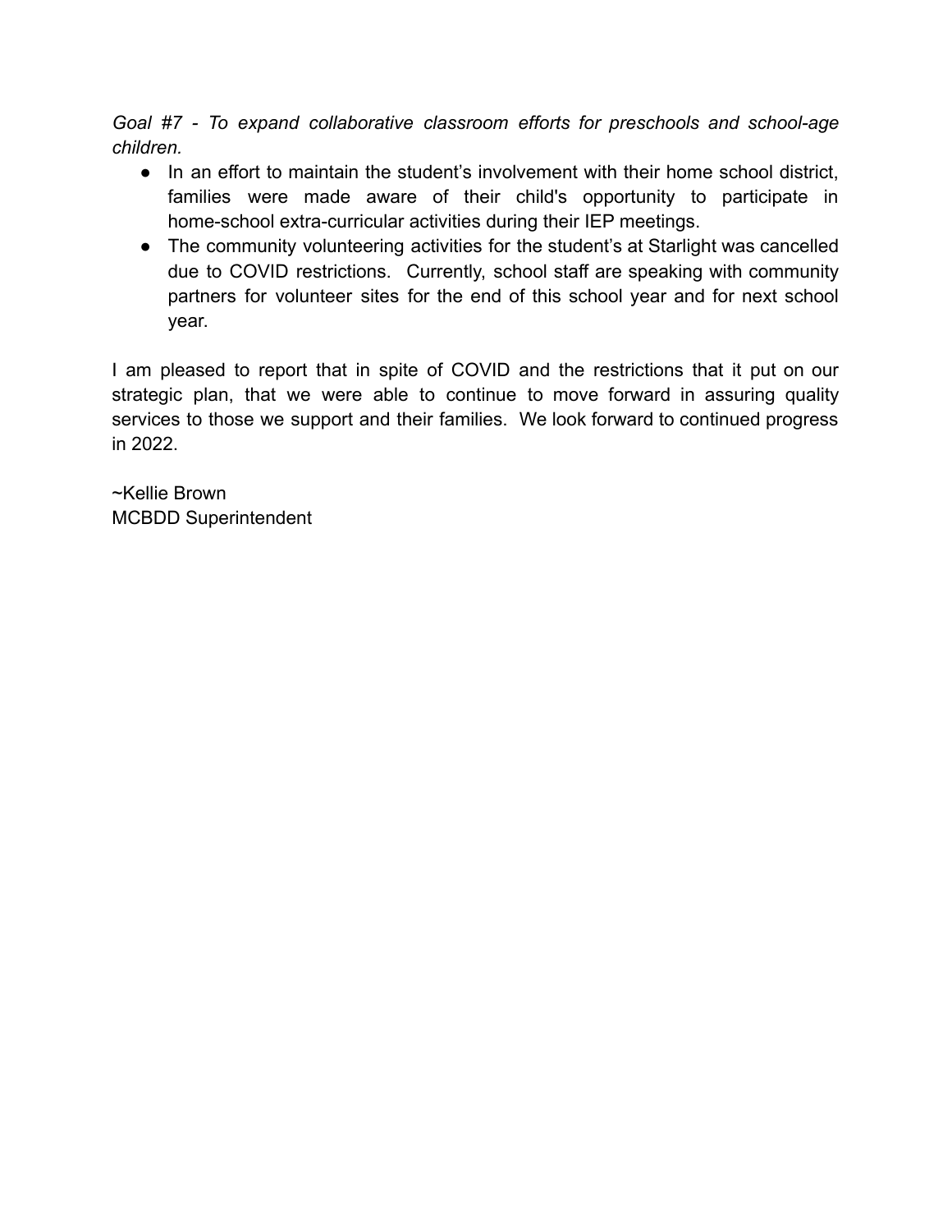*Goal #7 - To expand collaborative classroom efforts for preschools and school-age children.*

- In an effort to maintain the student's involvement with their home school district, families were made aware of their child's opportunity to participate in home-school extra-curricular activities during their IEP meetings.
- The community volunteering activities for the student's at Starlight was cancelled due to COVID restrictions. Currently, school staff are speaking with community partners for volunteer sites for the end of this school year and for next school year.

I am pleased to report that in spite of COVID and the restrictions that it put on our strategic plan, that we were able to continue to move forward in assuring quality services to those we support and their families. We look forward to continued progress in 2022.

~Kellie Brown
MCBDD Superintendent